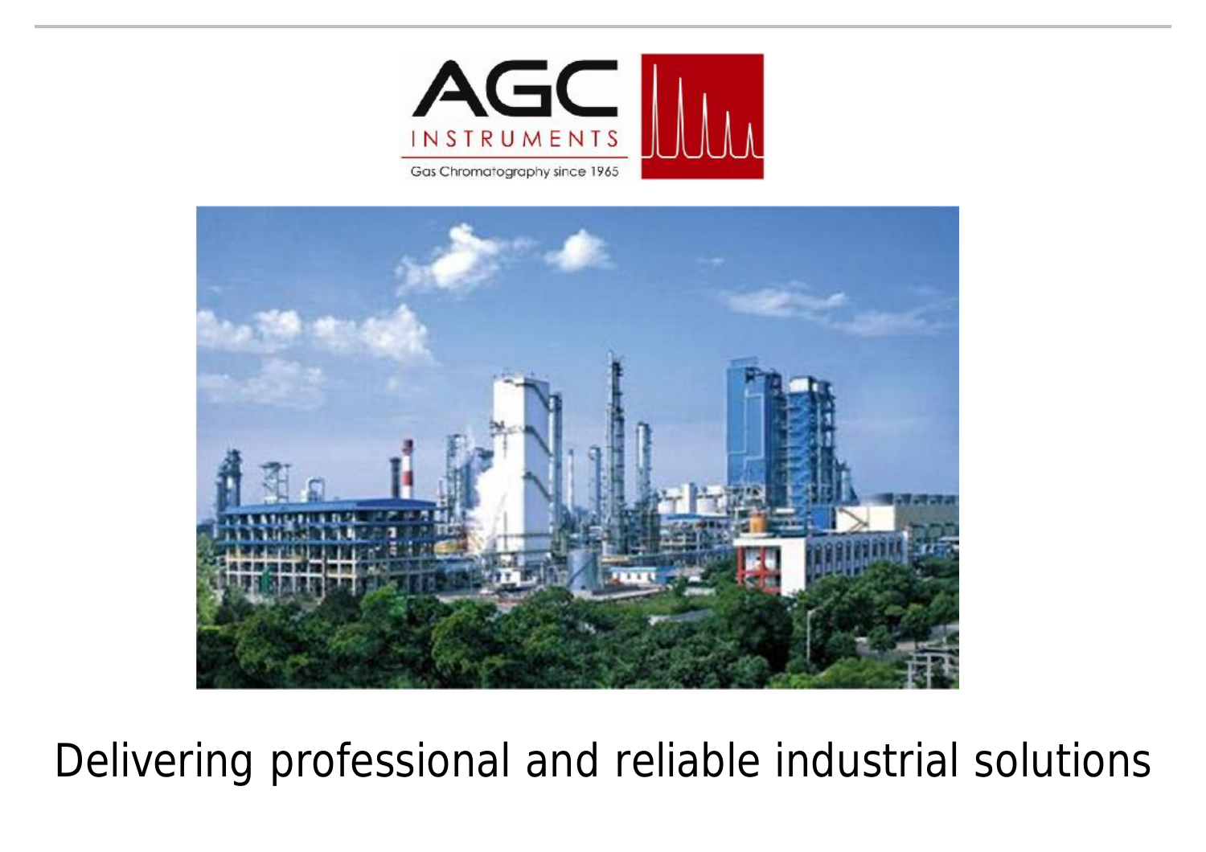AGC INSTRUMENTS

Gas Chromatography since 1965

Delivering professional and reliable industrial solutions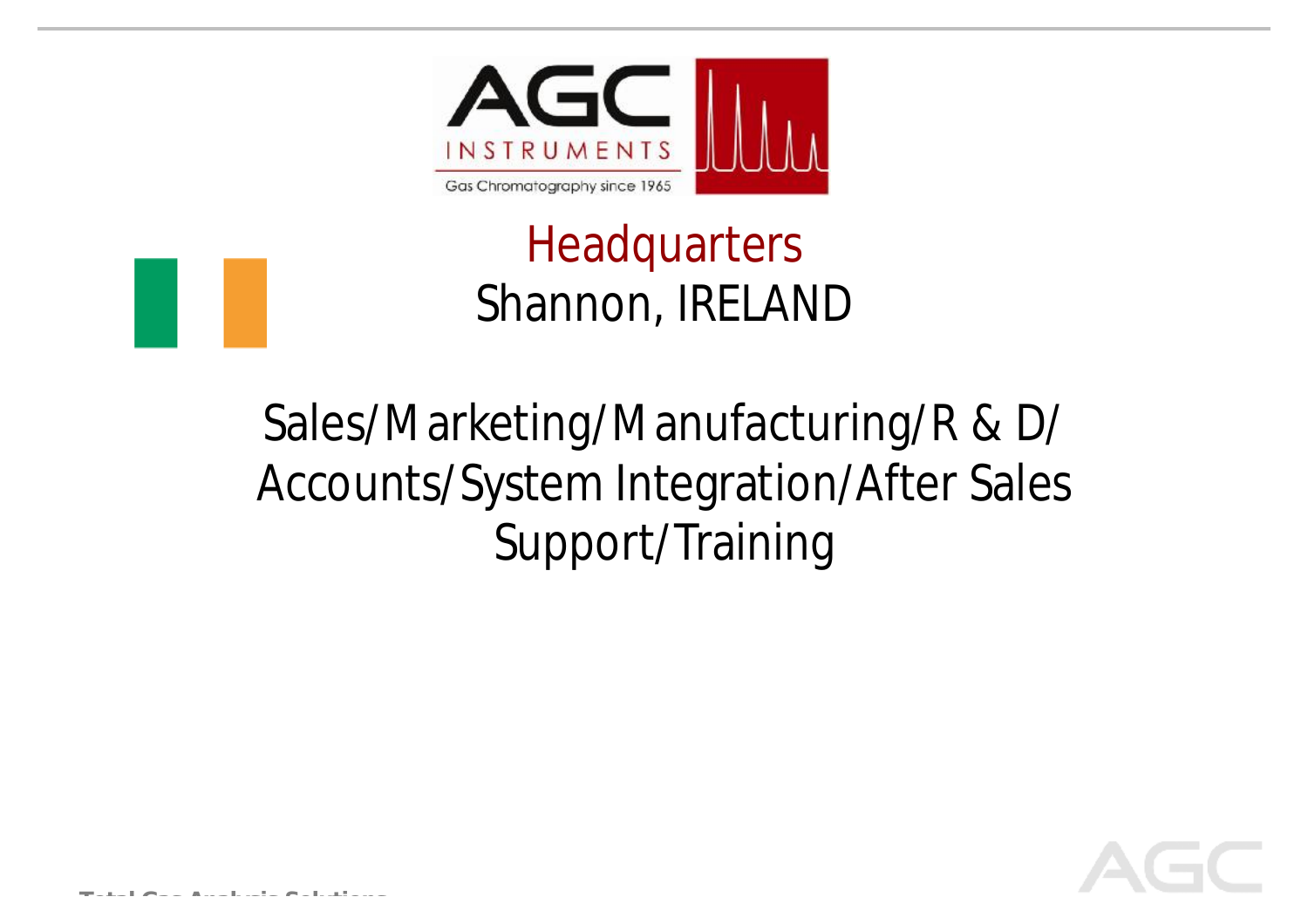# Headquarters

Shannon, IRELAND

Sales/Marketing/Manufacturing/R & D/ Accounts/System Integration/After Sales Support/Training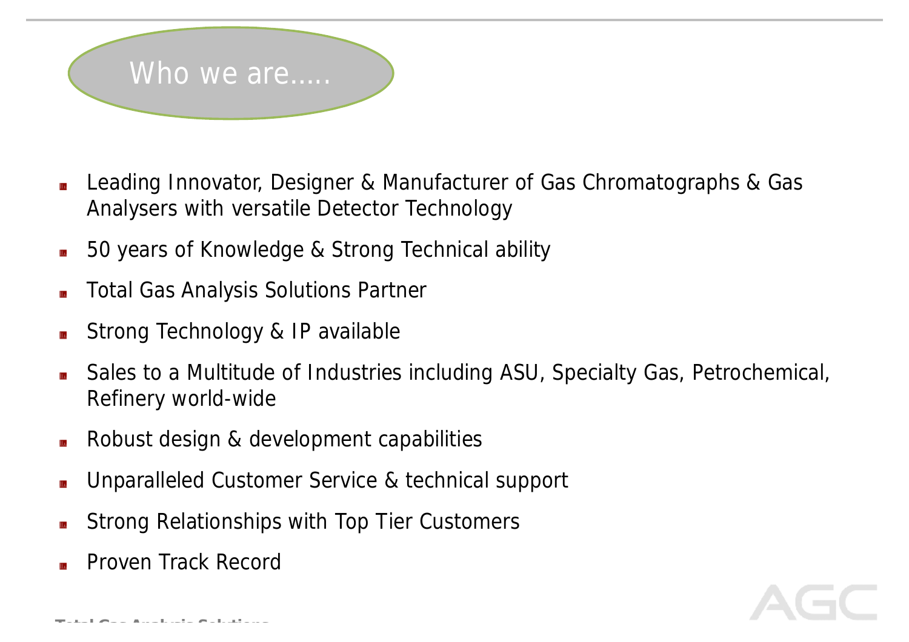# Who we are.....

- Leading Innovator, Designer & Manufacturer of Gas Chromatographs & Gas Analysers with versatile Detector Technology
- 50 years of Knowledge & Strong Technical ability
- Total Gas Analysis Solutions Partner
- Strong Technology & IP available
- Sales to a Multitude of Industries including ASU, Specialty Gas, Petrochemical, Refinery world-wide
- Robust design & development capabilities
- Unparalleled Customer Service & technical support
- Strong Relationships with Top Tier Customers
- Proven Track Record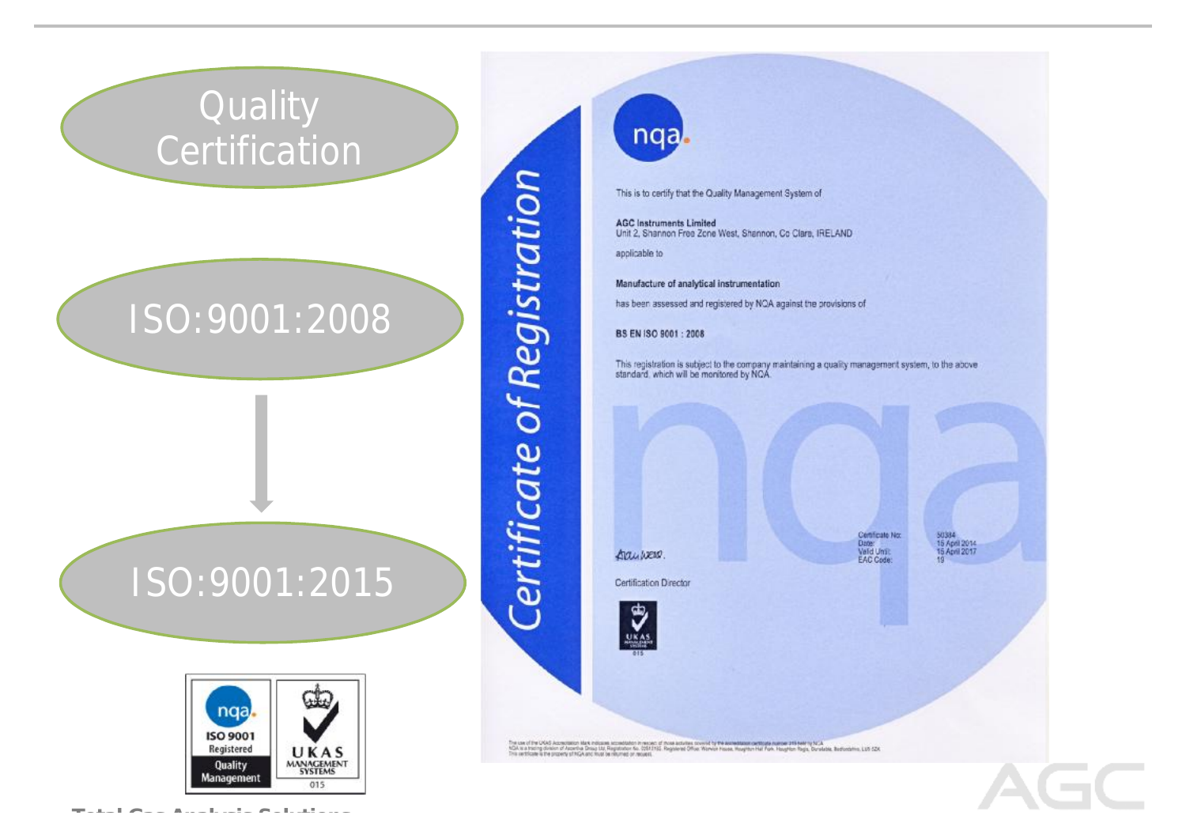# Quality Certification

ISO:9001:2008

ISO:9001:2015

nqa. ISO 9001 Registered Quality Management

UKAS MANAGEMENT SYSTEMS 015

## Certificate of Registration

nqa.

This is to certify that the Quality Management System of

**AGC Instruments Limited**
Unit 2, Shannon Free Zone West, Shannon, Co Clare, IRELAND

applicable to

**Manufacture of analytical instrumentation**

has been assessed and registered by NQA against the provisions of

**BS EN ISO 9001 : 2008**

This registration is subject to the company maintaining a quality management system, to the above standard, which will be monitored by NQA.

| | |
|---|---|
| Certificate No: | 50384 |
| Date: | 16 April 2014 |
| Valid Until: | 16 April 2017 |
| EAC Code: | 19 |

Certification Director

Total Gas Analysis Solutions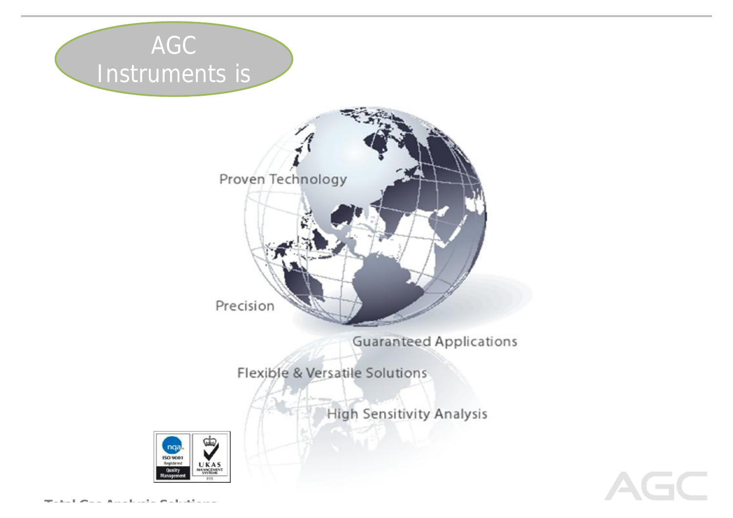# AGC Instruments is

Proven Technology

Precision

Guaranteed Applications

Flexible & Versatile Solutions

High Sensitivity Analysis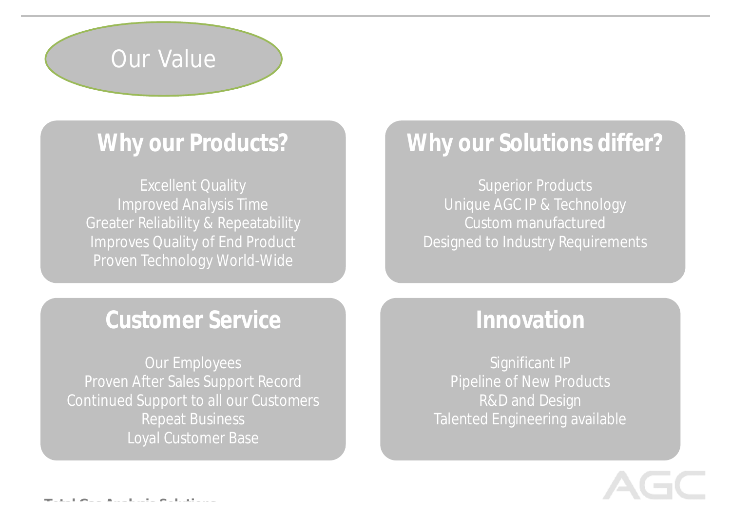# Our Value

## Why our Products?

Excellent Quality
Improved Analysis Time
Greater Reliability & Repeatability
Improves Quality of End Product
Proven Technology World-Wide

## Why our Solutions differ?

Superior Products
Unique AGC IP & Technology
Custom manufactured
Designed to Industry Requirements

## Customer Service

Our Employees
Proven After Sales Support Record
Continued Support to all our Customers
Repeat Business
Loyal Customer Base

## Innovation

Significant IP
Pipeline of New Products
R&D and Design
Talented Engineering available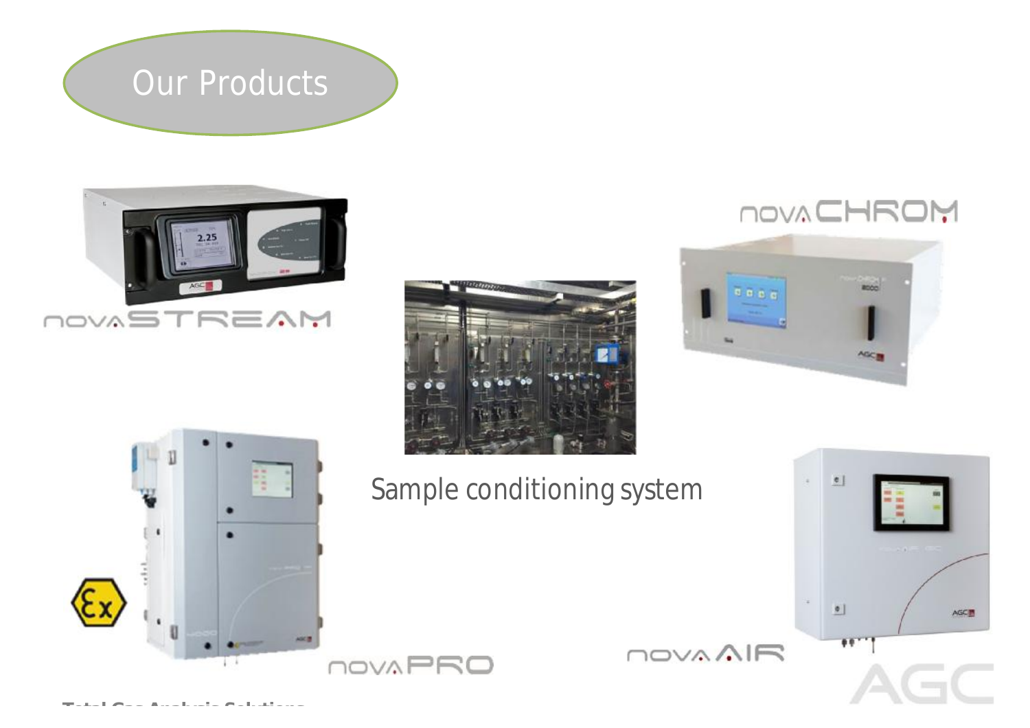# Our Products

novaSTREAM

novaCHROM

Sample conditioning system

novaPRO

novaAIR

AGC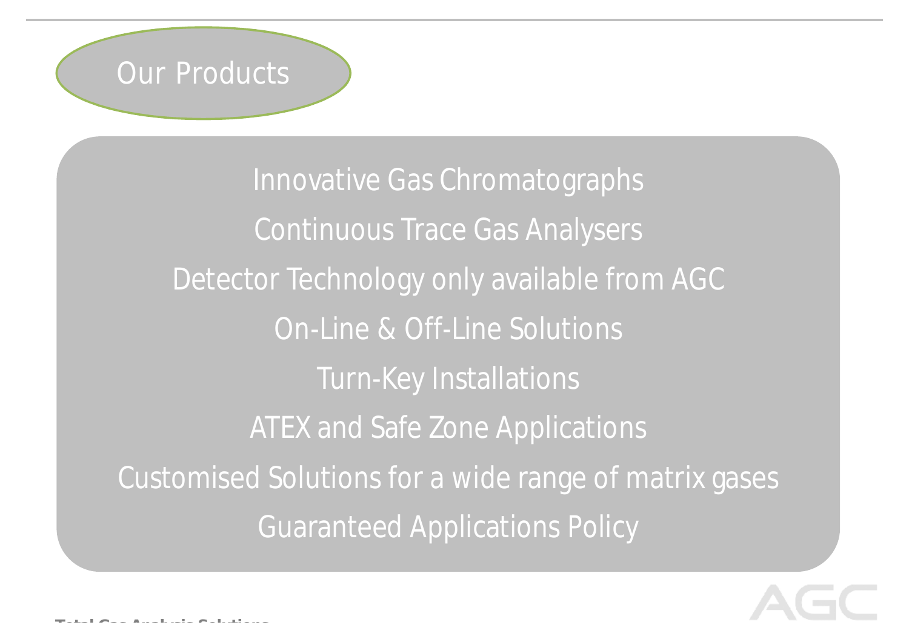# Our Products

- Innovative Gas Chromatographs
- Continuous Trace Gas Analysers
- Detector Technology only available from AGC
- On-Line & Off-Line Solutions
- Turn-Key Installations
- ATEX and Safe Zone Applications
- Customised Solutions for a wide range of matrix gases
- Guaranteed Applications Policy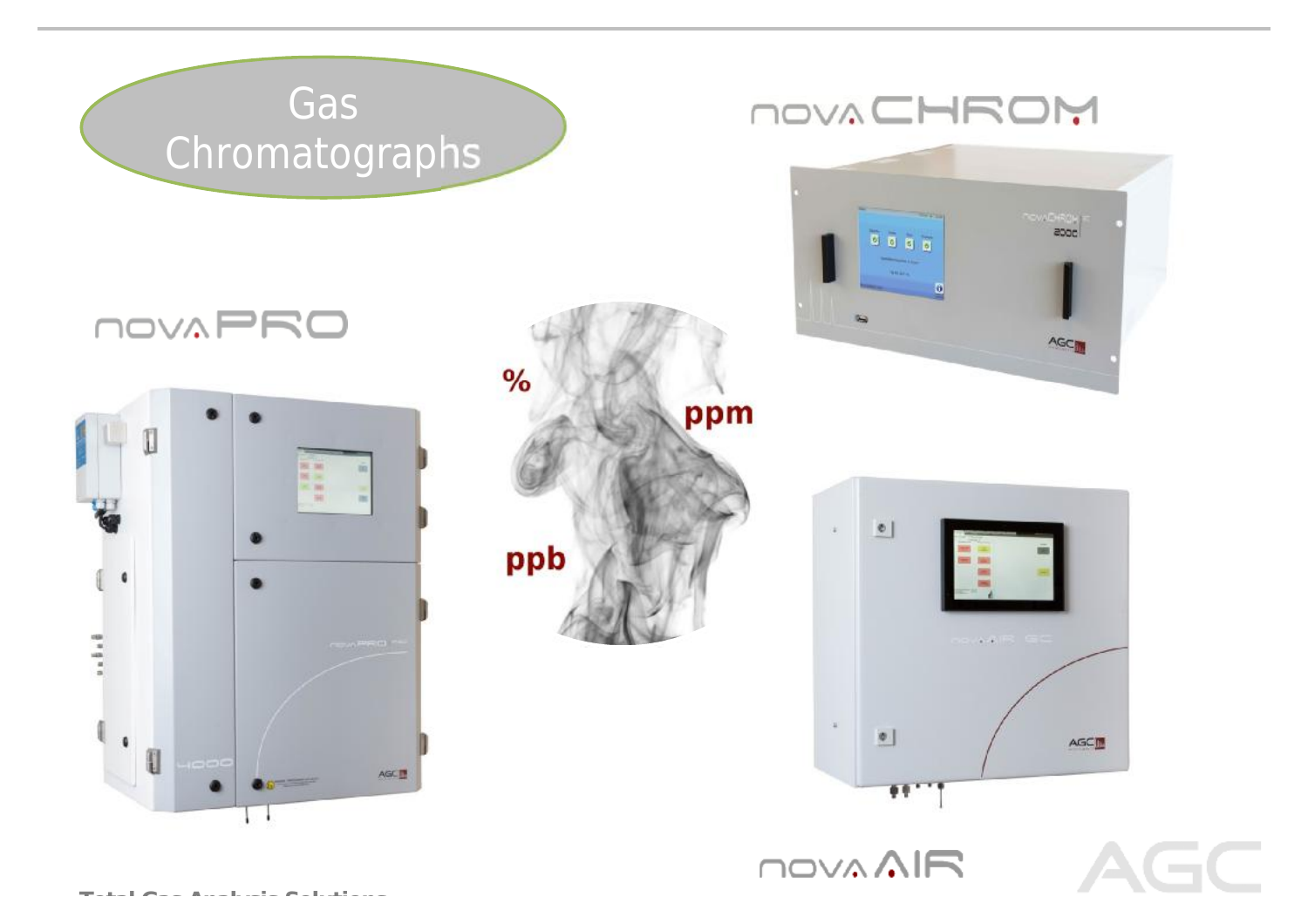# Gas Chromatographs

novaCHROM

novaPRO

%

ppm

ppb

novaAIR

AGC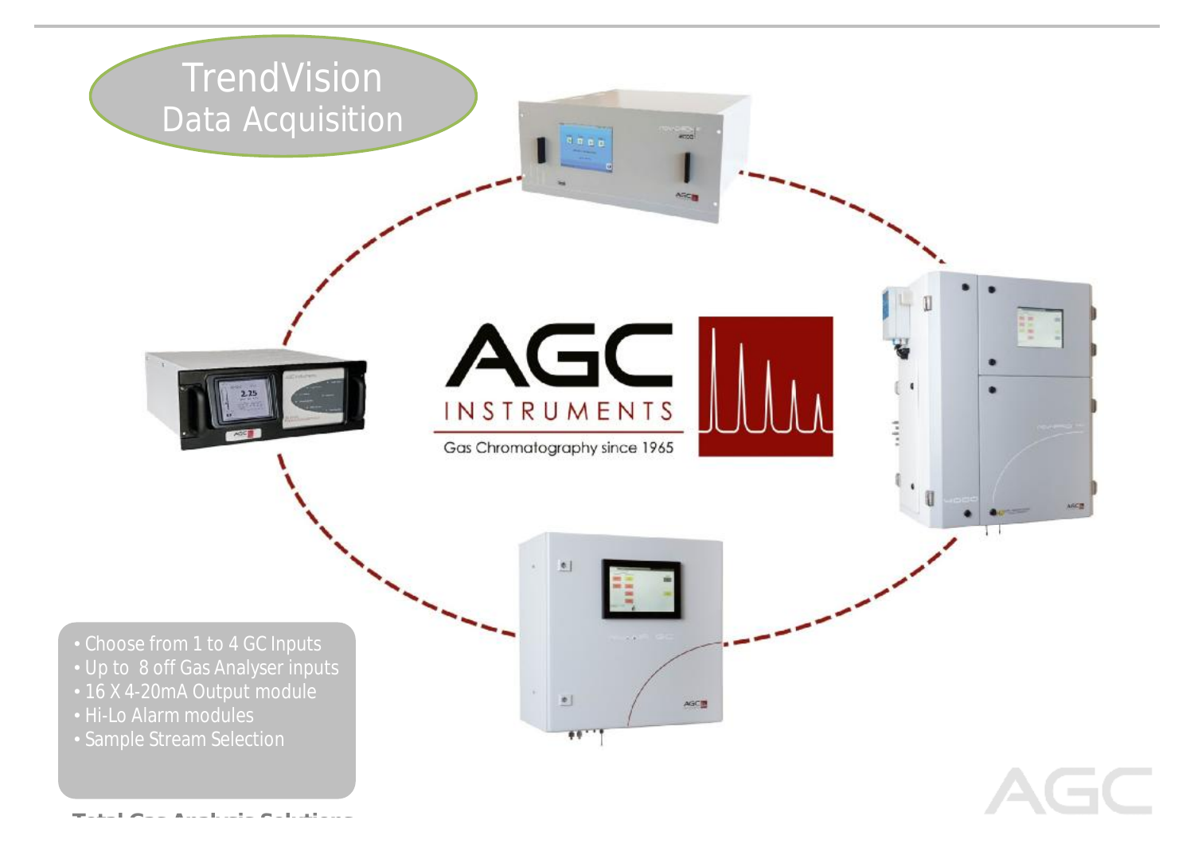# TrendVision Data Acquisition

- Choose from 1 to 4 GC Inputs
- Up to 8 off Gas Analyser inputs
- 16 X 4-20mA Output module
- Hi-Lo Alarm modules
- Sample Stream Selection

AGC INSTRUMENTS

Gas Chromatography since 1965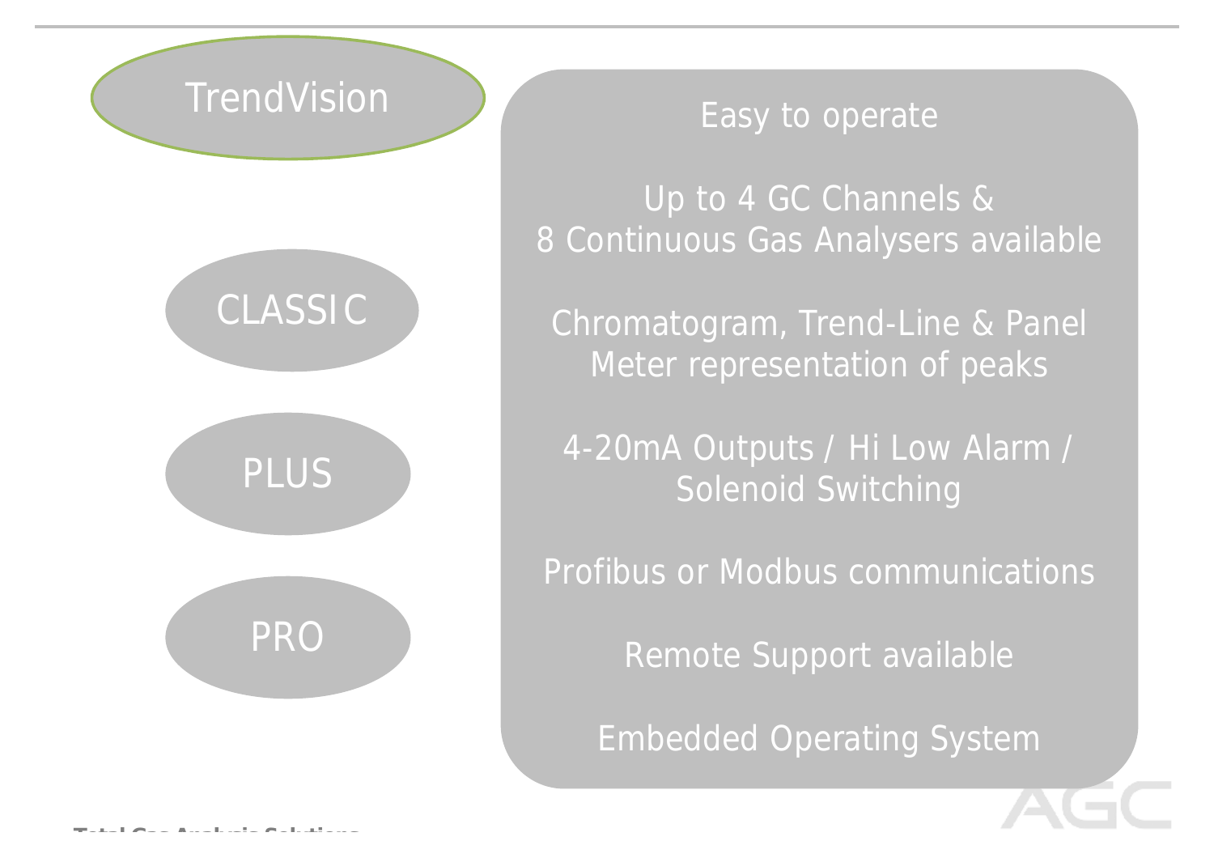## TrendVision

- CLASSIC
- PLUS
- PRO

Easy to operate

Up to 4 GC Channels &
8 Continuous Gas Analysers available

Chromatogram, Trend-Line & Panel
Meter representation of peaks

4-20mA Outputs / Hi Low Alarm /
Solenoid Switching

Profibus or Modbus communications

Remote Support available

Embedded Operating System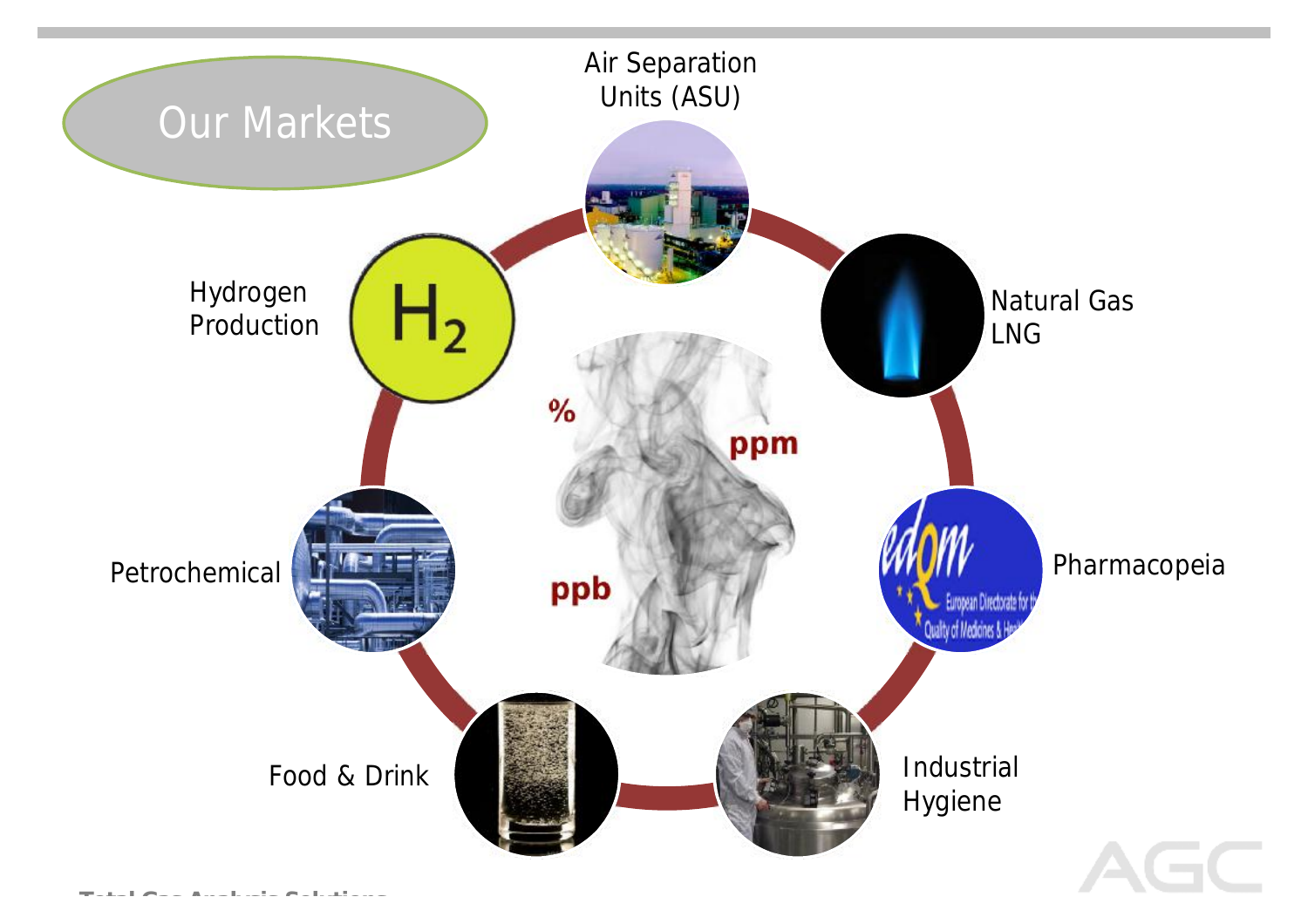# Our Markets

- Air Separation Units (ASU)
- Natural Gas LNG
- Pharmacopeia
- Industrial Hygiene
- Food & Drink
- Petrochemical
- Hydrogen Production

%

ppm

ppb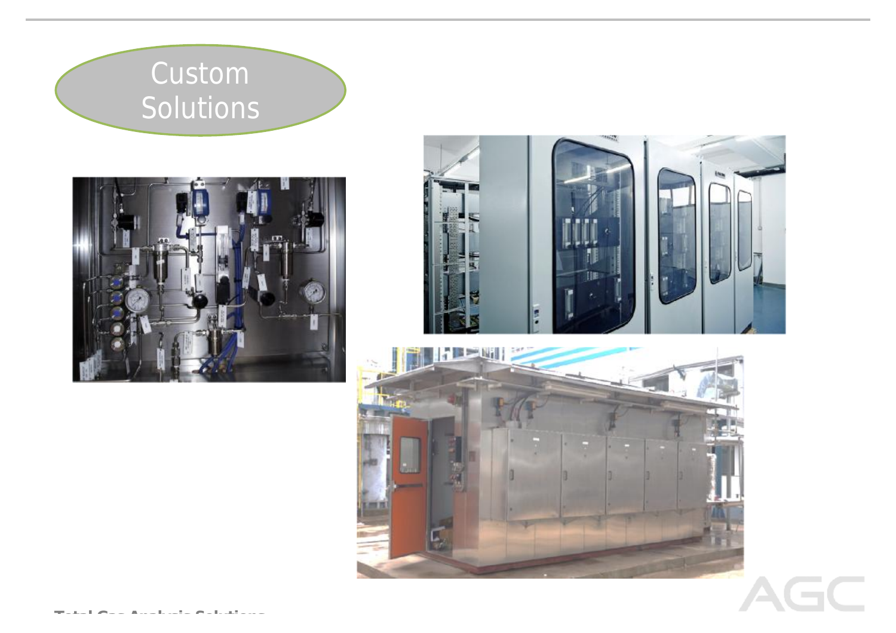# Custom Solutions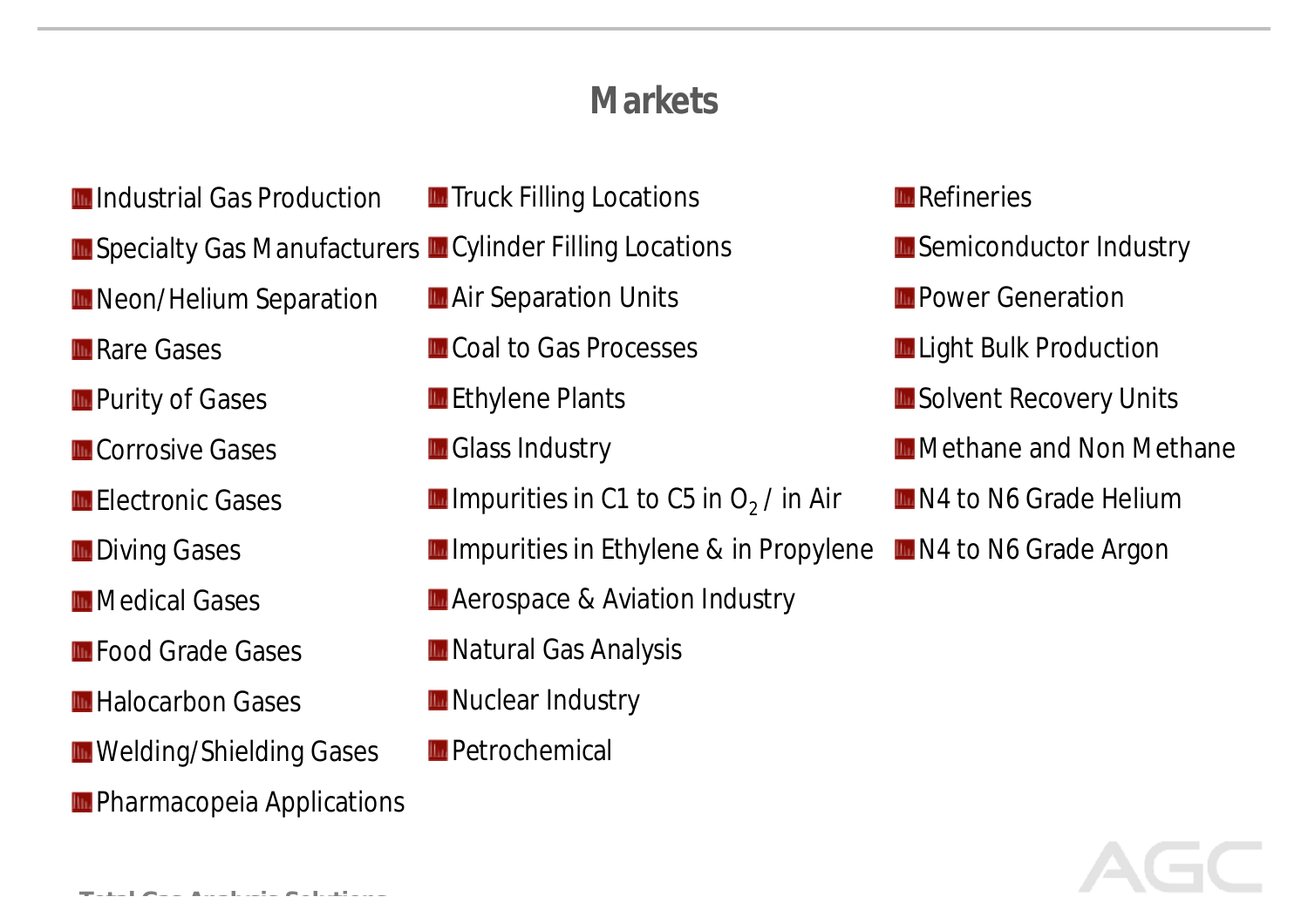# Markets

- Industrial Gas Production
- Specialty Gas Manufacturers
- Neon/Helium Separation
- Rare Gases
- Purity of Gases
- Corrosive Gases
- Electronic Gases
- Diving Gases
- Medical Gases
- Food Grade Gases
- Halocarbon Gases
- Welding/Shielding Gases
- Pharmacopeia Applications
- Truck Filling Locations
- Cylinder Filling Locations
- Air Separation Units
- Coal to Gas Processes
- Ethylene Plants
- Glass Industry
- Impurities in C1 to C5 in $O_2$ / in Air
- Impurities in Ethylene & in Propylene
- Aerospace & Aviation Industry
- Natural Gas Analysis
- Nuclear Industry
- Petrochemical
- Refineries
- Semiconductor Industry
- Power Generation
- Light Bulk Production
- Solvent Recovery Units
- Methane and Non Methane
- N4 to N6 Grade Helium
- N4 to N6 Grade Argon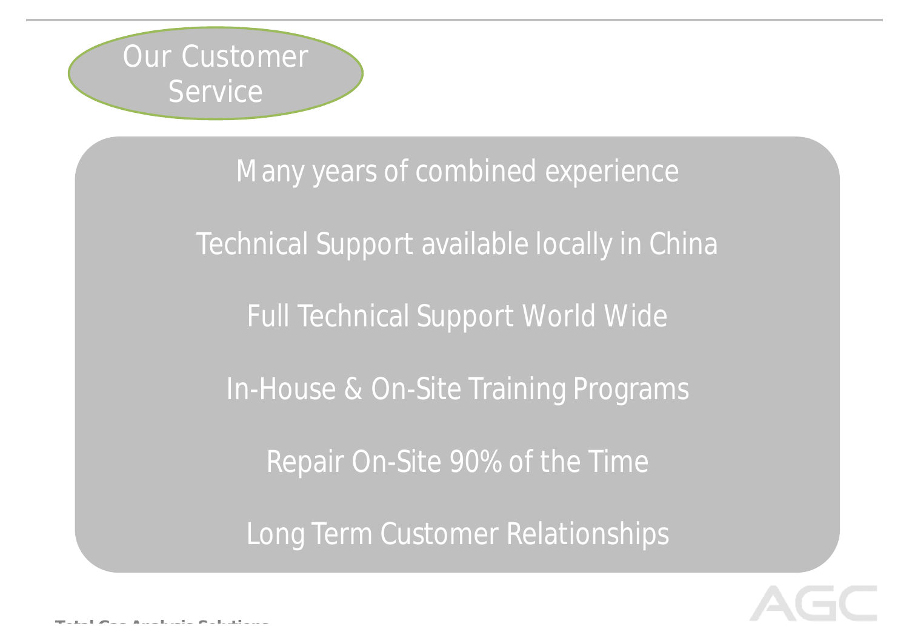## Our Customer Service

Many years of combined experience

Technical Support available locally in China

Full Technical Support World Wide

In-House & On-Site Training Programs

Repair On-Site 90% of the Time

Long Term Customer Relationships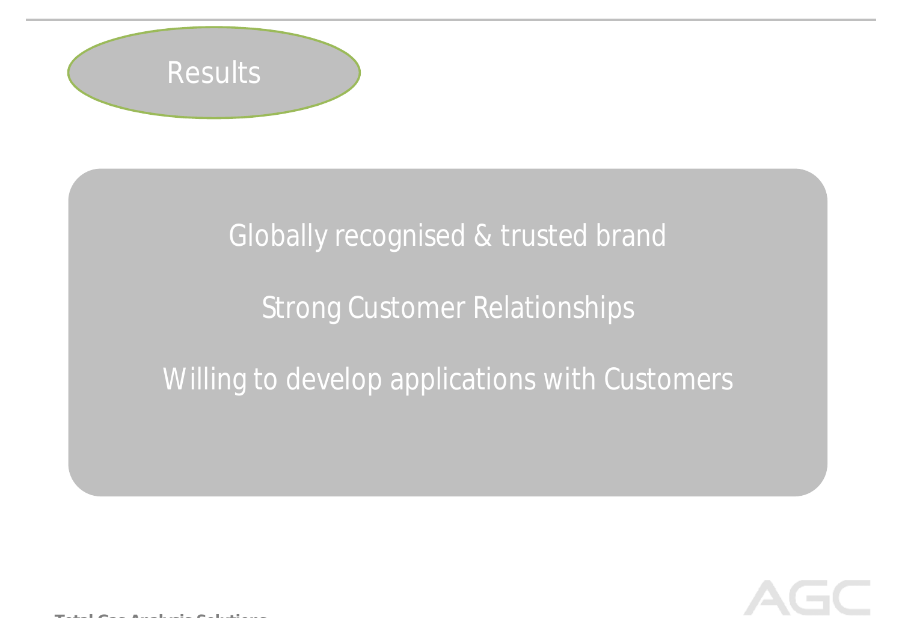# Results

Globally recognised & trusted brand

Strong Customer Relationships

Willing to develop applications with Customers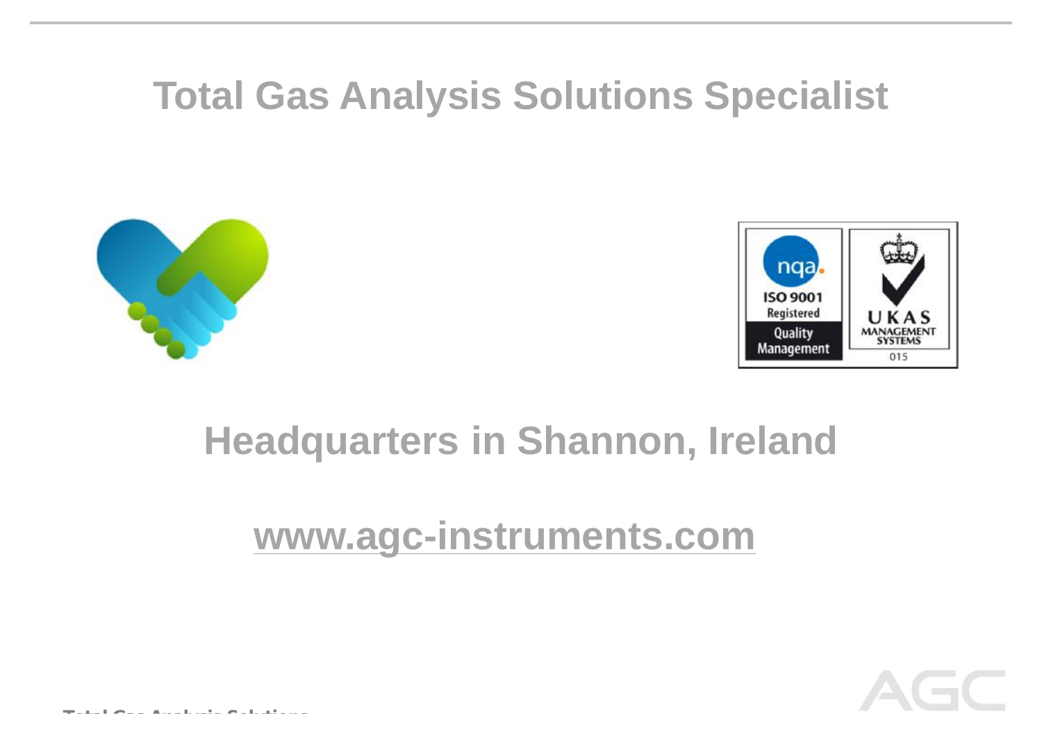# Total Gas Analysis Solutions Specialist

## Headquarters in Shannon, Ireland

## www.agc-instruments.com